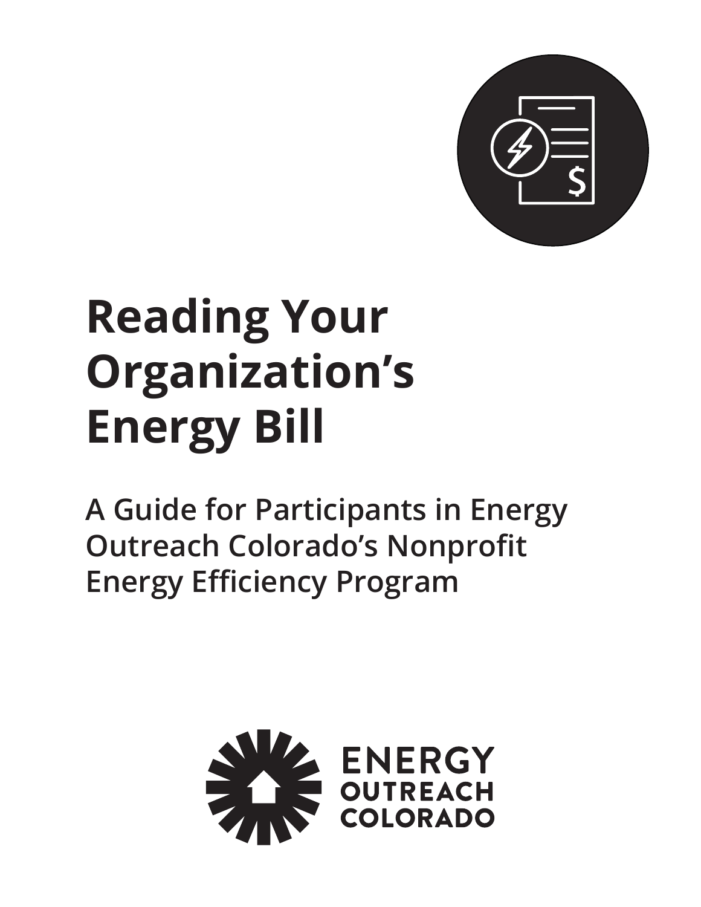# Reading Your Organization's Energy Bill

## A Guide for Participants in Energy Outreach Colorado's Nonprofit Energy Efficiency Program

ENERGY OUTREACH COLORADO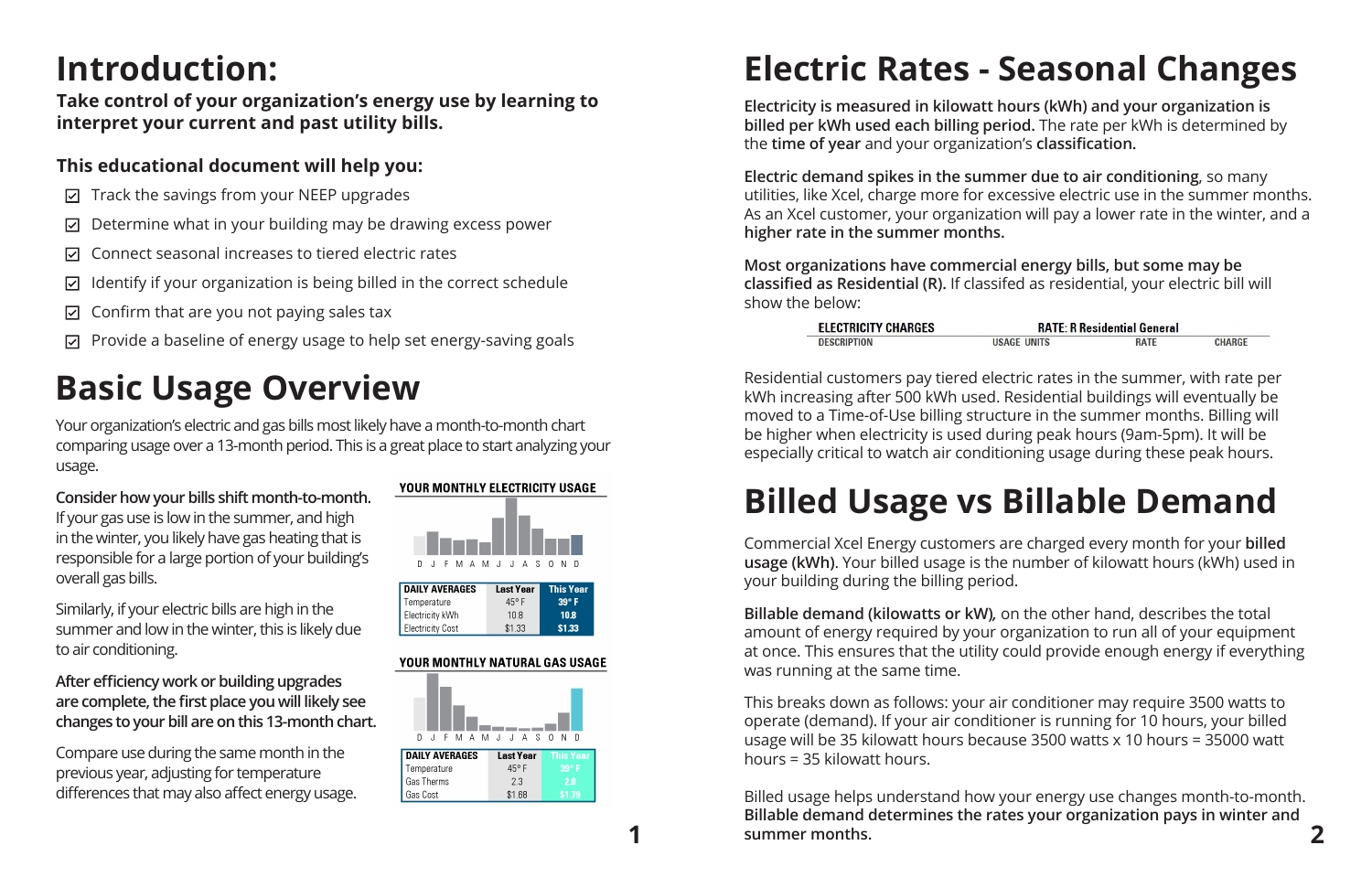# Introduction:

**Take control of your organization's energy use by learning to interpret your current and past utility bills.**

### This educational document will help you:

- ☑ Track the savings from your NEEP upgrades
- ☑ Determine what in your building may be drawing excess power
- ☑ Connect seasonal increases to tiered electric rates
- ☑ Identify if your organization is being billed in the correct schedule
- ☑ Confirm that are you not paying sales tax
- ☑ Provide a baseline of energy usage to help set energy-saving goals

# Basic Usage Overview

Your organization's electric and gas bills most likely have a month-to-month chart comparing usage over a 13-month period. This is a great place to start analyzing your usage.

**Consider how your bills shift month-to-month.** If your gas use is low in the summer, and high in the winter, you likely have gas heating that is responsible for a large portion of your building's overall gas bills.

Similarly, if your electric bills are high in the summer and low in the winter, this is likely due to air conditioning.

**After efficiency work or building upgrades are complete, the first place you will likely see changes to your bill are on this 13-month chart.**

Compare use during the same month in the previous year, adjusting for temperature differences that may also affect energy usage.

**YOUR MONTHLY ELECTRICITY USAGE**

| DAILY AVERAGES | Last Year | This Year |
|---|---|---|
| Temperature | 45° F | 39° F |
| Electricity kWh | 10.8 | 10.8 |
| Electricity Cost | $1.33 | $1.33 |

**YOUR MONTHLY NATURAL GAS USAGE**

| DAILY AVERAGES | Last Year | This Year |
|---|---|---|
| Temperature | 45° F | 39° F |
| Gas Therms | 2.3 | 2.8 |
| Gas Cost | $1.68 | $1.79 |

# Electric Rates - Seasonal Changes

**Electricity is measured in kilowatt hours (kWh) and your organization is billed per kWh used each billing period.** The rate per kWh is determined by the **time of year** and your organization's **classification.**

**Electric demand spikes in the summer due to air conditioning**, so many utilities, like Xcel, charge more for excessive electric use in the summer months. As an Xcel customer, your organization will pay a lower rate in the winter, and a **higher rate in the summer months.**

**Most organizations have commercial energy bills, but some may be classified as Residential (R).** If classifed as residential, your electric bill will show the below:

| ELECTRICITY CHARGES | RATE: R Residential General | | |
|---|---|---|---|
| DESCRIPTION | USAGE UNITS | RATE | CHARGE |

Residential customers pay tiered electric rates in the summer, with rate per kWh increasing after 500 kWh used. Residential buildings will eventually be moved to a Time-of-Use billing structure in the summer months. Billing will be higher when electricity is used during peak hours (9am-5pm). It will be especially critical to watch air conditioning usage during these peak hours.

# Billed Usage vs Billable Demand

Commercial Xcel Energy customers are charged every month for your **billed usage (kWh).** Your billed usage is the number of kilowatt hours (kWh) used in your building during the billing period.

**Billable demand (kilowatts or kW)**, on the other hand, describes the total amount of energy required by your organization to run all of your equipment at once. This ensures that the utility could provide enough energy if everything was running at the same time.

This breaks down as follows: your air conditioner may require 3500 watts to operate (demand). If your air conditioner is running for 10 hours, your billed usage will be 35 kilowatt hours because 3500 watts x 10 hours = 35000 watt hours = 35 kilowatt hours.

Billed usage helps understand how your energy use changes month-to-month. **Billable demand determines the rates your organization pays in winter and summer months.**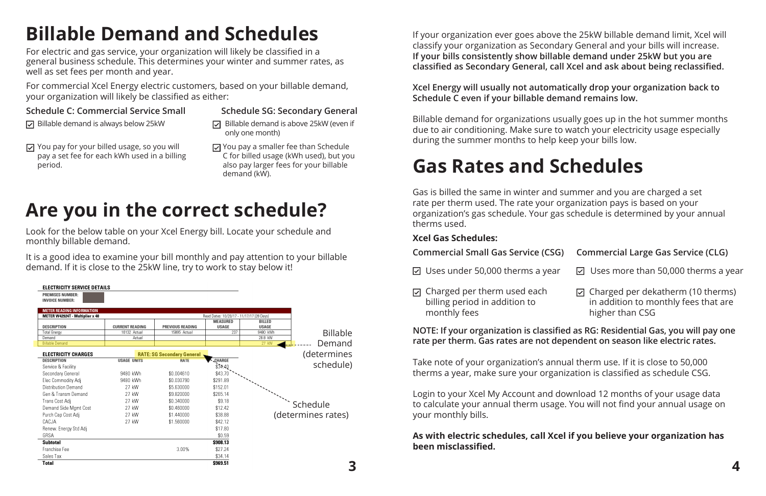# Billable Demand and Schedules

For electric and gas service, your organization will likely be classified in a general business schedule. This determines your winter and summer rates, as well as set fees per month and year.

For commercial Xcel Energy electric customers, based on your billable demand, your organization will likely be classified as either:

### Schedule C: Commercial Service Small

- ☑ Billable demand is always below 25kW
- ☑ You pay for your billed usage, so you will pay a set fee for each kWh used in a billing period.

### Schedule SG: Secondary General

- ☑ Billable demand is above 25kW (even if only one month)
- ☑ You pay a smaller fee than Schedule C for billed usage (kWh used), but you also pay larger fees for your billable demand (kW).

# Are you in the correct schedule?

Look for the below table on your Xcel Energy bill. Locate your schedule and monthly billable demand.

It is a good idea to examine your bill monthly and pay attention to your billable demand. If it is close to the 25kW line, try to work to stay below it!

**ELECTRICITY SERVICE DETAILS**

PREMISES NUMBER:
INVOICE NUMBER:

**METER READING INFORMATION**

METER W42924T - Multiplier x 40 — Read Dates: 10/20/17 - 11/17/17 (28 Days)

| DESCRIPTION | CURRENT READING | PREVIOUS READING | MEASURED USAGE | BILLED USAGE |
|---|---|---|---|---|
| Total Energy | 16132 Actual | 15895 Actual | 237 | 9480 kWh |
| Demand | Actual | | | 26.8 kW |
| Billable Demand | | | | 27 kW |

Billable Demand (determines schedule)

**ELECTRICITY CHARGES** — RATE: SG Secondary General

| DESCRIPTION | USAGE UNITS | RATE | CHARGE |
|---|---|---|---|
| Service & Facility | | | $34.40 |
| Secondary General | 9480 kWh | $0.004610 | $43.70 |
| Elec Commodity Adj | 9480 kWh | $0.030790 | $291.89 |
| Distribution Demand | 27 kW | $5.630000 | $152.01 |
| Gen & Transm Demand | 27 kW | $9.820000 | $265.14 |
| Trans Cost Adj | 27 kW | $0.340000 | $9.18 |
| Demand Side Mgmt Cost | 27 kW | $0.460000 | $12.42 |
| Purch Cap Cost Adj | 27 kW | $1.440000 | $38.88 |
| CACJA | 27 kW | $1.560000 | $42.12 |
| Renew. Energy Std Adj | | | $17.80 |
| GRSA | | | $0.59 |
| **Subtotal** | | | **$908.13** |
| Franchise Fee | | 3.00% | $27.24 |
| Sales Tax | | | $34.14 |
| **Total** | | | **$969.51** |

Schedule (determines rates)

If your organization ever goes above the 25kW billable demand limit, Xcel will classify your organization as Secondary General and your bills will increase. **If your bills consistently show billable demand under 25kW but you are classified as Secondary General, call Xcel and ask about being reclassified.**

**Xcel Energy will usually not automatically drop your organization back to Schedule C even if your billable demand remains low.**

Billable demand for organizations usually goes up in the hot summer months due to air conditioning. Make sure to watch your electricity usage especially during the summer months to help keep your bills low.

# Gas Rates and Schedules

Gas is billed the same in winter and summer and you are charged a set rate per therm used. The rate your organization pays is based on your organization's gas schedule. Your gas schedule is determined by your annual therms used.

**Xcel Gas Schedules:**

### Commercial Small Gas Service (CSG)

- ☑ Uses under 50,000 therms a year
- ☑ Charged per therm used each billing period in addition to monthly fees

### Commercial Large Gas Service (CLG)

- ☑ Uses more than 50,000 therms a year
- ☑ Charged per dekatherm (10 therms) in addition to monthly fees that are higher than CSG

**NOTE: If your organization is classified as RG: Residential Gas, you will pay one rate per therm. Gas rates are not dependent on season like electric rates.**

Take note of your organization's annual therm use. If it is close to 50,000 therms a year, make sure your organization is classified as schedule CSG.

Login to your Xcel My Account and download 12 months of your usage data to calculate your annual therm usage. You will not find your annual usage on your monthly bills.

**As with electric schedules, call Xcel if you believe your organization has been misclassified.**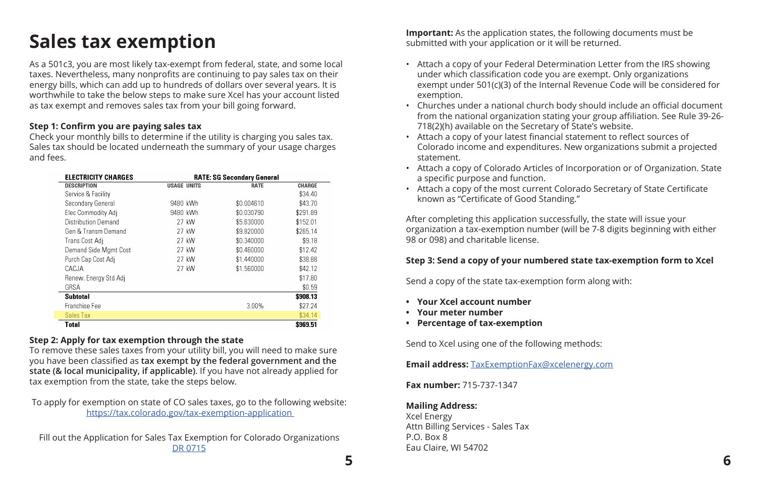# Sales tax exemption

As a 501c3, you are most likely tax-exempt from federal, state, and some local taxes. Nevertheless, many nonprofits are continuing to pay sales tax on their energy bills, which can add up to hundreds of dollars over several years. It is worthwhile to take the below steps to make sure Xcel has your account listed as tax exempt and removes sales tax from your bill going forward.

### Step 1: Confirm you are paying sales tax

Check your monthly bills to determine if the utility is charging you sales tax. Sales tax should be located underneath the summary of your usage charges and fees.

| ELECTRICITY CHARGES | RATE: SG Secondary General | | |
|---|---|---|---|
| DESCRIPTION | USAGE UNITS | RATE | CHARGE |
| Service & Facility | | | $34.40 |
| Secondary General | 9480 kWh | $0.004610 | $43.70 |
| Elec Commodity Adj | 9480 kWh | $0.030790 | $291.89 |
| Distribution Demand | 27 kW | $5.630000 | $152.01 |
| Gen & Transm Demand | 27 kW | $9.820000 | $265.14 |
| Trans Cost Adj | 27 kW | $0.340000 | $9.18 |
| Demand Side Mgmt Cost | 27 kW | $0.460000 | $12.42 |
| Purch Cap Cost Adj | 27 kW | $1.440000 | $38.88 |
| CACJA | 27 kW | $1.560000 | $42.12 |
| Renew. Energy Std Adj | | | $17.80 |
| GRSA | | | $0.59 |
| **Subtotal** | | | **$908.13** |
| Franchise Fee | | 3.00% | $27.24 |
| Sales Tax | | | $34.14 |
| **Total** | | | **$969.51** |

### Step 2: Apply for tax exemption through the state

To remove these sales taxes from your utility bill, you will need to make sure you have been classified as **tax exempt by the federal government and the state (& local municipality, if applicable)**. If you have not already applied for tax exemption from the state, take the steps below.

To apply for exemption on state of CO sales taxes, go to the following website: [https://tax.colorado.gov/tax-exemption-application](https://tax.colorado.gov/tax-exemption-application)

Fill out the Application for Sales Tax Exemption for Colorado Organizations [DR 0715]()

**Important:** As the application states, the following documents must be submitted with your application or it will be returned.

- Attach a copy of your Federal Determination Letter from the IRS showing under which classification code you are exempt. Only organizations exempt under 501(c)(3) of the Internal Revenue Code will be considered for exemption.
- Churches under a national church body should include an official document from the national organization stating your group affiliation. See Rule 39-26-718(2)(h) available on the Secretary of State's website.
- Attach a copy of your latest financial statement to reflect sources of Colorado income and expenditures. New organizations submit a projected statement.
- Attach a copy of Colorado Articles of Incorporation or of Organization. State a specific purpose and function.
- Attach a copy of the most current Colorado Secretary of State Certificate known as "Certificate of Good Standing."

After completing this application successfully, the state will issue your organization a tax-exemption number (will be 7-8 digits beginning with either 98 or 098) and charitable license.

### Step 3: Send a copy of your numbered state tax-exemption form to Xcel

Send a copy of the state tax-exemption form along with:

- **Your Xcel account number**
- **Your meter number**
- **Percentage of tax-exemption**

Send to Xcel using one of the following methods:

**Email address:** TaxExemptionFax@xcelenergy.com

**Fax number:** 715-737-1347

**Mailing Address:**
Xcel Energy
Attn Billing Services - Sales Tax
P.O. Box 8
Eau Claire, WI 54702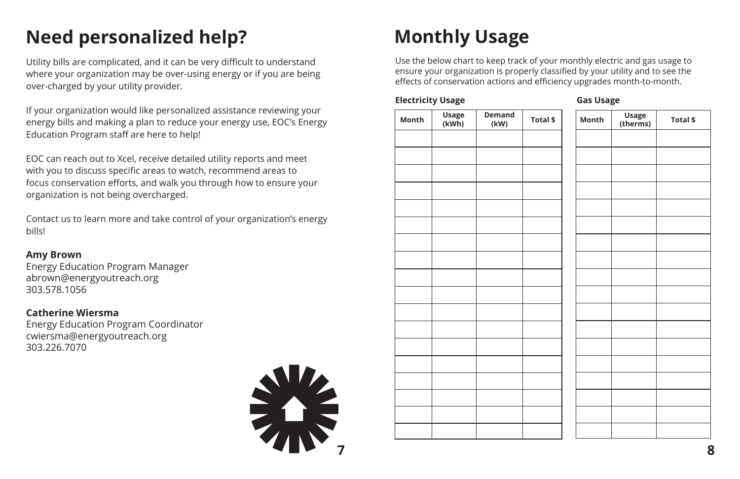## Need personalized help?

Utility bills are complicated, and it can be very difficult to understand where your organization may be over-using energy or if you are being over-charged by your utility provider.

If your organization would like personalized assistance reviewing your energy bills and making a plan to reduce your energy use, EOC's Energy Education Program staff are here to help!

EOC can reach out to Xcel, receive detailed utility reports and meet with you to discuss specific areas to watch, recommend areas to focus conservation efforts, and walk you through how to ensure your organization is not being overcharged.

Contact us to learn more and take control of your organization's energy bills!

**Amy Brown**
Energy Education Program Manager
abrown@energyoutreach.org
303.578.1056

**Catherine Wiersma**
Energy Education Program Coordinator
cwiersma@energyoutreach.org
303.226.7070

## Monthly Usage

Use the below chart to keep track of your monthly electric and gas usage to ensure your organization is properly classified by your utility and to see the effects of conservation actions and efficiency upgrades month-to-month.

**Electricity Usage**

| Month | Usage (kWh) | Demand (kW) | Total $ |
|---|---|---|---|
| | | | |
| | | | |
| | | | |
| | | | |
| | | | |
| | | | |
| | | | |
| | | | |
| | | | |
| | | | |
| | | | |
| | | | |
| | | | |
| | | | |
| | | | |
| | | | |
| | | | |
| | | | |

**Gas Usage**

| Month | Usage (therms) | Total $ |
|---|---|---|
| | | |
| | | |
| | | |
| | | |
| | | |
| | | |
| | | |
| | | |
| | | |
| | | |
| | | |
| | | |
| | | |
| | | |
| | | |
| | | |
| | | |
| | | |